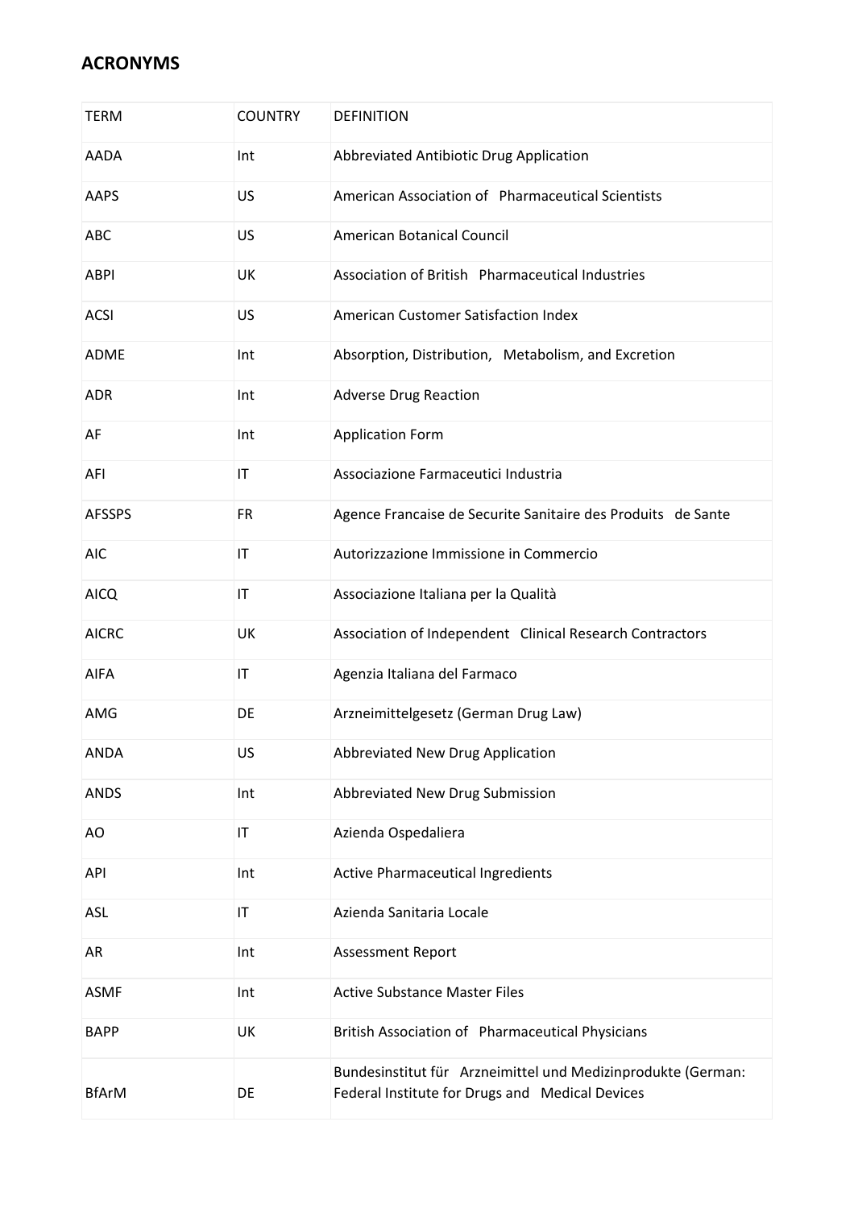## ACRONYMS

| TERM | COUNTRY | DEFINITION |
|---|---|---|
| AADA | Int | Abbreviated Antibiotic Drug Application |
| AAPS | US | American Association of Pharmaceutical Scientists |
| ABC | US | American Botanical Council |
| ABPI | UK | Association of British Pharmaceutical Industries |
| ACSI | US | American Customer Satisfaction Index |
| ADME | Int | Absorption, Distribution, Metabolism, and Excretion |
| ADR | Int | Adverse Drug Reaction |
| AF | Int | Application Form |
| AFI | IT | Associazione Farmaceutici Industria |
| AFSSPS | FR | Agence Francaise de Securite Sanitaire des Produits de Sante |
| AIC | IT | Autorizzazione Immissione in Commercio |
| AICQ | IT | Associazione Italiana per la Qualità |
| AICRC | UK | Association of Independent Clinical Research Contractors |
| AIFA | IT | Agenzia Italiana del Farmaco |
| AMG | DE | Arzneimittelgesetz (German Drug Law) |
| ANDA | US | Abbreviated New Drug Application |
| ANDS | Int | Abbreviated New Drug Submission |
| AO | IT | Azienda Ospedaliera |
| API | Int | Active Pharmaceutical Ingredients |
| ASL | IT | Azienda Sanitaria Locale |
| AR | Int | Assessment Report |
| ASMF | Int | Active Substance Master Files |
| BAPP | UK | British Association of Pharmaceutical Physicians |
| BfArM | DE | Bundesinstitut für Arzneimittel und Medizinprodukte (German: Federal Institute for Drugs and Medical Devices |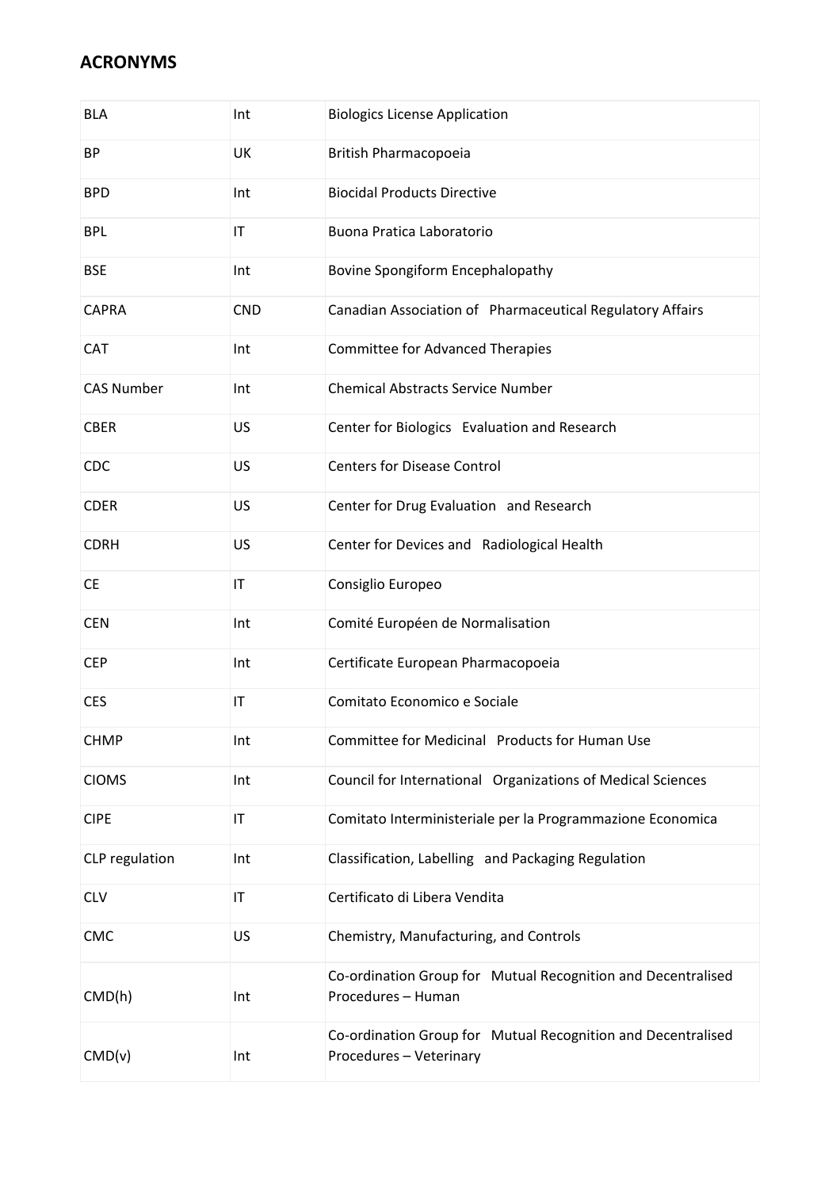## ACRONYMS

| | | |
|---|---|---|
| BLA | Int | Biologics License Application |
| BP | UK | British Pharmacopoeia |
| BPD | Int | Biocidal Products Directive |
| BPL | IT | Buona Pratica Laboratorio |
| BSE | Int | Bovine Spongiform Encephalopathy |
| CAPRA | CND | Canadian Association of Pharmaceutical Regulatory Affairs |
| CAT | Int | Committee for Advanced Therapies |
| CAS Number | Int | Chemical Abstracts Service Number |
| CBER | US | Center for Biologics Evaluation and Research |
| CDC | US | Centers for Disease Control |
| CDER | US | Center for Drug Evaluation and Research |
| CDRH | US | Center for Devices and Radiological Health |
| CE | IT | Consiglio Europeo |
| CEN | Int | Comité Européen de Normalisation |
| CEP | Int | Certificate European Pharmacopoeia |
| CES | IT | Comitato Economico e Sociale |
| CHMP | Int | Committee for Medicinal Products for Human Use |
| CIOMS | Int | Council for International Organizations of Medical Sciences |
| CIPE | IT | Comitato Interministeriale per la Programmazione Economica |
| CLP regulation | Int | Classification, Labelling and Packaging Regulation |
| CLV | IT | Certificato di Libera Vendita |
| CMC | US | Chemistry, Manufacturing, and Controls |
| CMD(h) | Int | Co-ordination Group for Mutual Recognition and Decentralised Procedures – Human |
| CMD(v) | Int | Co-ordination Group for Mutual Recognition and Decentralised Procedures – Veterinary |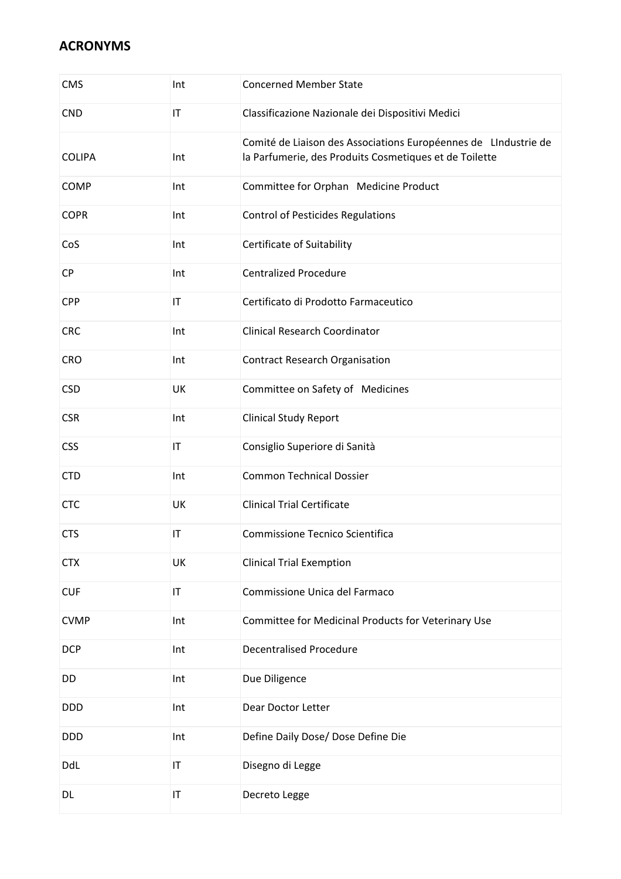## ACRONYMS

| | | |
|---|---|---|
| CMS | Int | Concerned Member State |
| CND | IT | Classificazione Nazionale dei Dispositivi Medici |
| COLIPA | Int | Comité de Liaison des Associations Européennes de LIndustrie de la Parfumerie, des Produits Cosmetiques et de Toilette |
| COMP | Int | Committee for Orphan Medicine Product |
| COPR | Int | Control of Pesticides Regulations |
| CoS | Int | Certificate of Suitability |
| CP | Int | Centralized Procedure |
| CPP | IT | Certificato di Prodotto Farmaceutico |
| CRC | Int | Clinical Research Coordinator |
| CRO | Int | Contract Research Organisation |
| CSD | UK | Committee on Safety of Medicines |
| CSR | Int | Clinical Study Report |
| CSS | IT | Consiglio Superiore di Sanità |
| CTD | Int | Common Technical Dossier |
| CTC | UK | Clinical Trial Certificate |
| CTS | IT | Commissione Tecnico Scientifica |
| CTX | UK | Clinical Trial Exemption |
| CUF | IT | Commissione Unica del Farmaco |
| CVMP | Int | Committee for Medicinal Products for Veterinary Use |
| DCP | Int | Decentralised Procedure |
| DD | Int | Due Diligence |
| DDD | Int | Dear Doctor Letter |
| DDD | Int | Define Daily Dose/ Dose Define Die |
| DdL | IT | Disegno di Legge |
| DL | IT | Decreto Legge |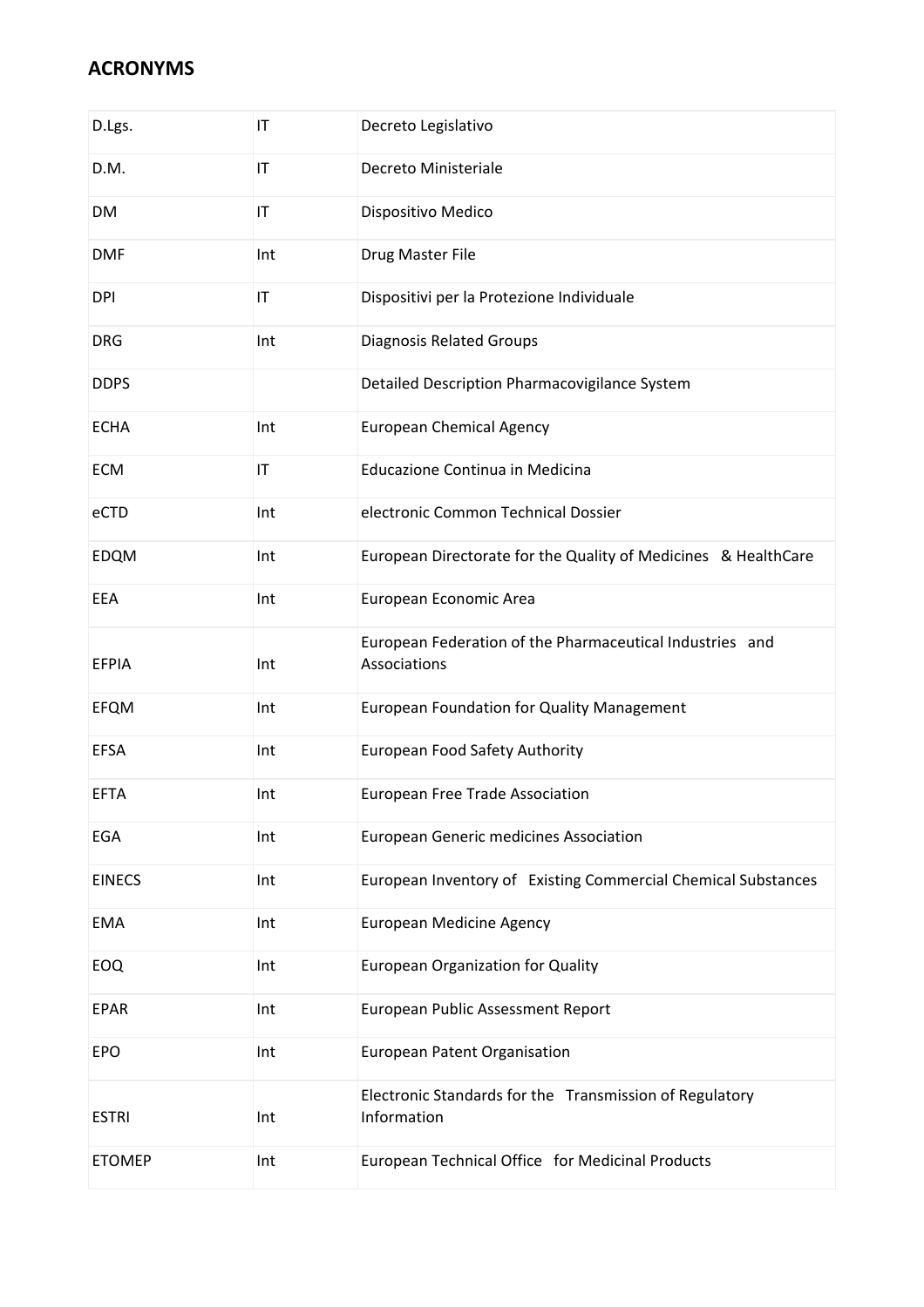## ACRONYMS

| | | |
|---|---|---|
| D.Lgs. | IT | Decreto Legislativo |
| D.M. | IT | Decreto Ministeriale |
| DM | IT | Dispositivo Medico |
| DMF | Int | Drug Master File |
| DPI | IT | Dispositivi per la Protezione Individuale |
| DRG | Int | Diagnosis Related Groups |
| DDPS | | Detailed Description Pharmacovigilance System |
| ECHA | Int | European Chemical Agency |
| ECM | IT | Educazione Continua in Medicina |
| eCTD | Int | electronic Common Technical Dossier |
| EDQM | Int | European Directorate for the Quality of Medicines & HealthCare |
| EEA | Int | European Economic Area |
| EFPIA | Int | European Federation of the Pharmaceutical Industries and Associations |
| EFQM | Int | European Foundation for Quality Management |
| EFSA | Int | European Food Safety Authority |
| EFTA | Int | European Free Trade Association |
| EGA | Int | European Generic medicines Association |
| EINECS | Int | European Inventory of Existing Commercial Chemical Substances |
| EMA | Int | European Medicine Agency |
| EOQ | Int | European Organization for Quality |
| EPAR | Int | European Public Assessment Report |
| EPO | Int | European Patent Organisation |
| ESTRI | Int | Electronic Standards for the Transmission of Regulatory Information |
| ETOMEP | Int | European Technical Office for Medicinal Products |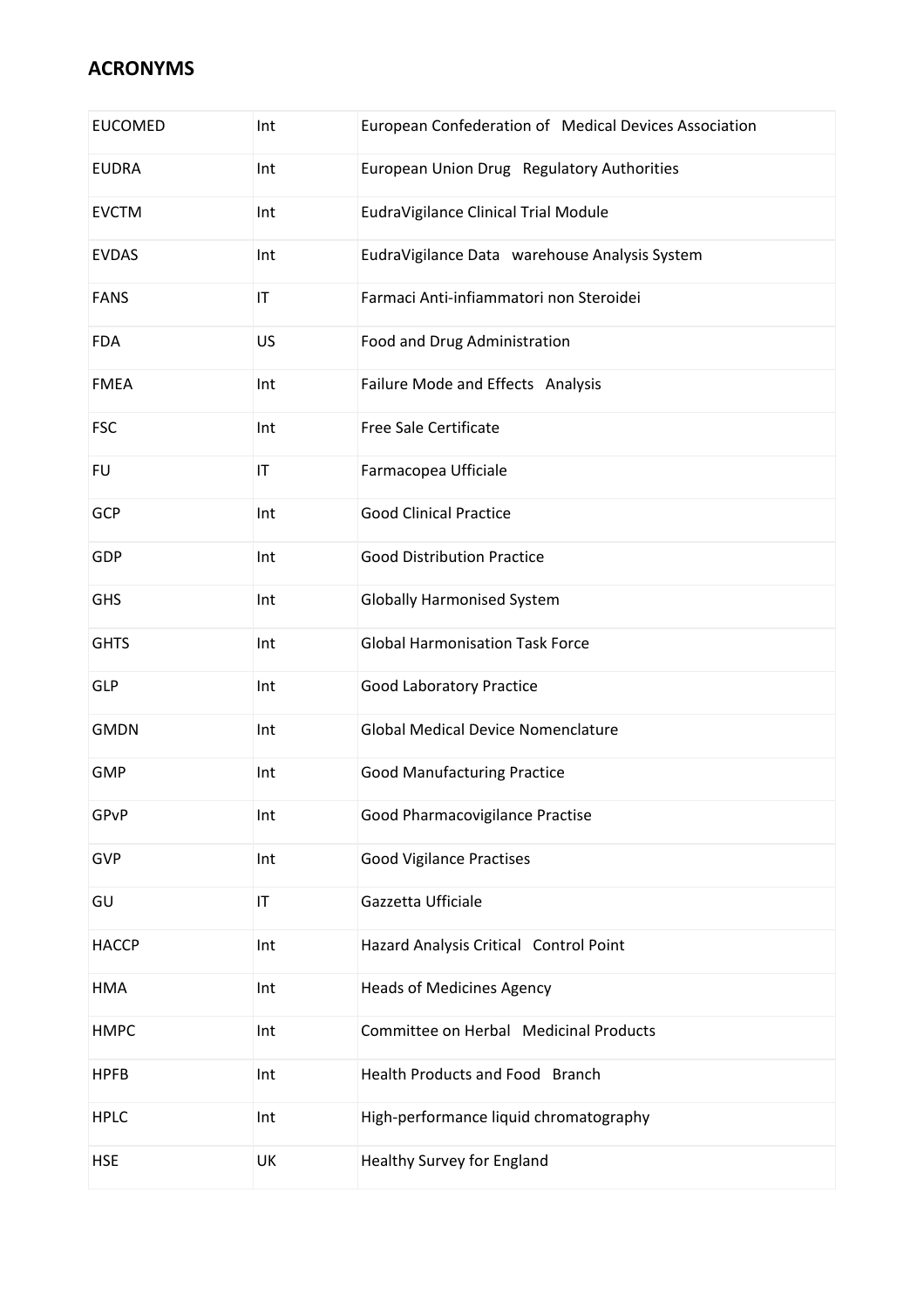## ACRONYMS

| | | |
|---|---|---|
| EUCOMED | Int | European Confederation of Medical Devices Association |
| EUDRA | Int | European Union Drug Regulatory Authorities |
| EVCTM | Int | EudraVigilance Clinical Trial Module |
| EVDAS | Int | EudraVigilance Data warehouse Analysis System |
| FANS | IT | Farmaci Anti-infiammatori non Steroidei |
| FDA | US | Food and Drug Administration |
| FMEA | Int | Failure Mode and Effects Analysis |
| FSC | Int | Free Sale Certificate |
| FU | IT | Farmacopea Ufficiale |
| GCP | Int | Good Clinical Practice |
| GDP | Int | Good Distribution Practice |
| GHS | Int | Globally Harmonised System |
| GHTS | Int | Global Harmonisation Task Force |
| GLP | Int | Good Laboratory Practice |
| GMDN | Int | Global Medical Device Nomenclature |
| GMP | Int | Good Manufacturing Practice |
| GPvP | Int | Good Pharmacovigilance Practise |
| GVP | Int | Good Vigilance Practises |
| GU | IT | Gazzetta Ufficiale |
| HACCP | Int | Hazard Analysis Critical Control Point |
| HMA | Int | Heads of Medicines Agency |
| HMPC | Int | Committee on Herbal Medicinal Products |
| HPFB | Int | Health Products and Food Branch |
| HPLC | Int | High-performance liquid chromatography |
| HSE | UK | Healthy Survey for England |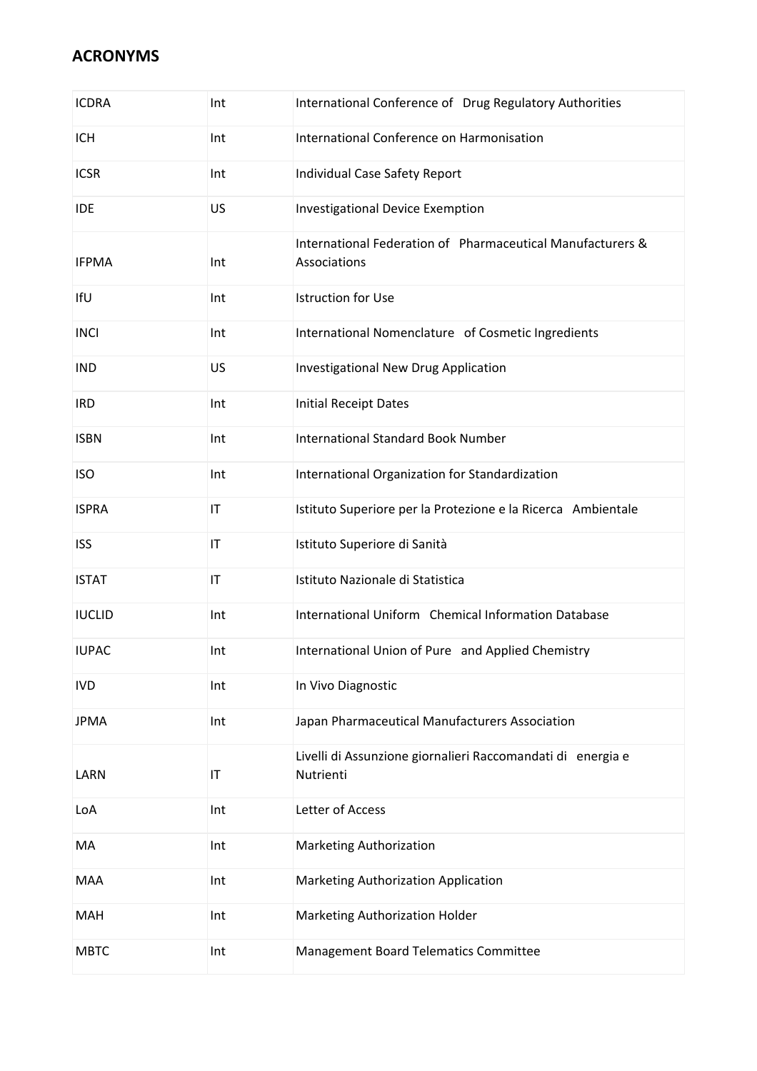## ACRONYMS

| | | |
|---|---|---|
| ICDRA | Int | International Conference of Drug Regulatory Authorities |
| ICH | Int | International Conference on Harmonisation |
| ICSR | Int | Individual Case Safety Report |
| IDE | US | Investigational Device Exemption |
| IFPMA | Int | International Federation of Pharmaceutical Manufacturers & Associations |
| IfU | Int | Istruction for Use |
| INCI | Int | International Nomenclature of Cosmetic Ingredients |
| IND | US | Investigational New Drug Application |
| IRD | Int | Initial Receipt Dates |
| ISBN | Int | International Standard Book Number |
| ISO | Int | International Organization for Standardization |
| ISPRA | IT | Istituto Superiore per la Protezione e la Ricerca Ambientale |
| ISS | IT | Istituto Superiore di Sanità |
| ISTAT | IT | Istituto Nazionale di Statistica |
| IUCLID | Int | International Uniform Chemical Information Database |
| IUPAC | Int | International Union of Pure and Applied Chemistry |
| IVD | Int | In Vivo Diagnostic |
| JPMA | Int | Japan Pharmaceutical Manufacturers Association |
| LARN | IT | Livelli di Assunzione giornalieri Raccomandati di energia e Nutrienti |
| LoA | Int | Letter of Access |
| MA | Int | Marketing Authorization |
| MAA | Int | Marketing Authorization Application |
| MAH | Int | Marketing Authorization Holder |
| MBTC | Int | Management Board Telematics Committee |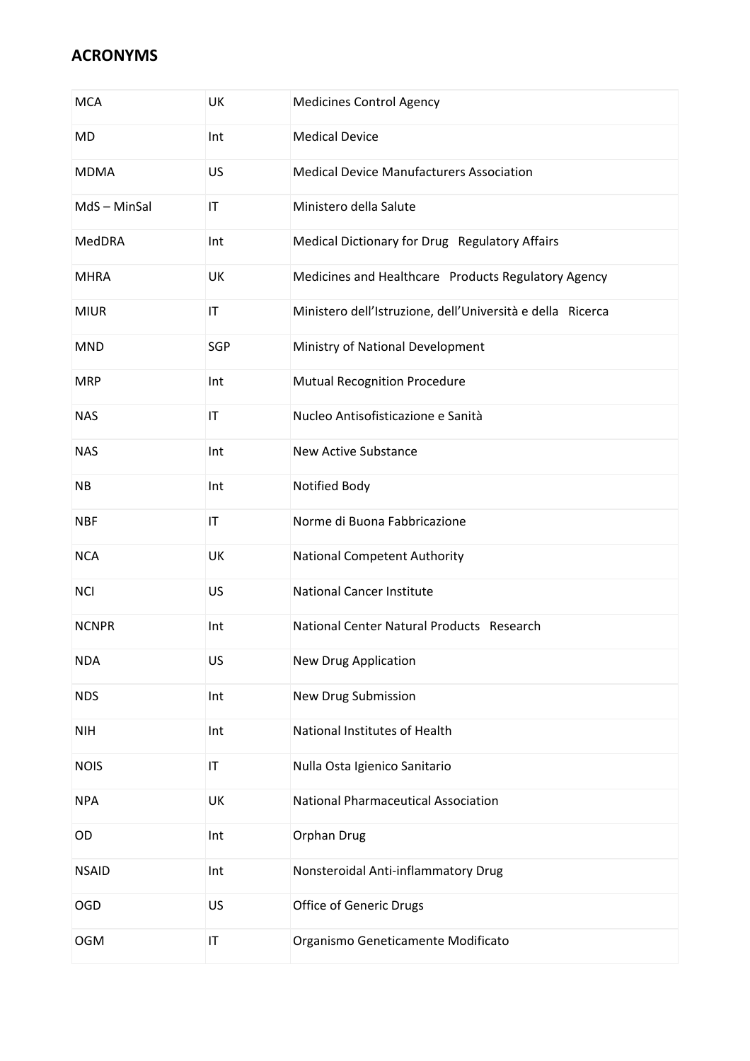## ACRONYMS

| | | |
|---|---|---|
| MCA | UK | Medicines Control Agency |
| MD | Int | Medical Device |
| MDMA | US | Medical Device Manufacturers Association |
| MdS – MinSal | IT | Ministero della Salute |
| MedDRA | Int | Medical Dictionary for Drug Regulatory Affairs |
| MHRA | UK | Medicines and Healthcare Products Regulatory Agency |
| MIUR | IT | Ministero dell'Istruzione, dell'Università e della Ricerca |
| MND | SGP | Ministry of National Development |
| MRP | Int | Mutual Recognition Procedure |
| NAS | IT | Nucleo Antisofisticazione e Sanità |
| NAS | Int | New Active Substance |
| NB | Int | Notified Body |
| NBF | IT | Norme di Buona Fabbricazione |
| NCA | UK | National Competent Authority |
| NCI | US | National Cancer Institute |
| NCNPR | Int | National Center Natural Products Research |
| NDA | US | New Drug Application |
| NDS | Int | New Drug Submission |
| NIH | Int | National Institutes of Health |
| NOIS | IT | Nulla Osta Igienico Sanitario |
| NPA | UK | National Pharmaceutical Association |
| OD | Int | Orphan Drug |
| NSAID | Int | Nonsteroidal Anti-inflammatory Drug |
| OGD | US | Office of Generic Drugs |
| OGM | IT | Organismo Geneticamente Modificato |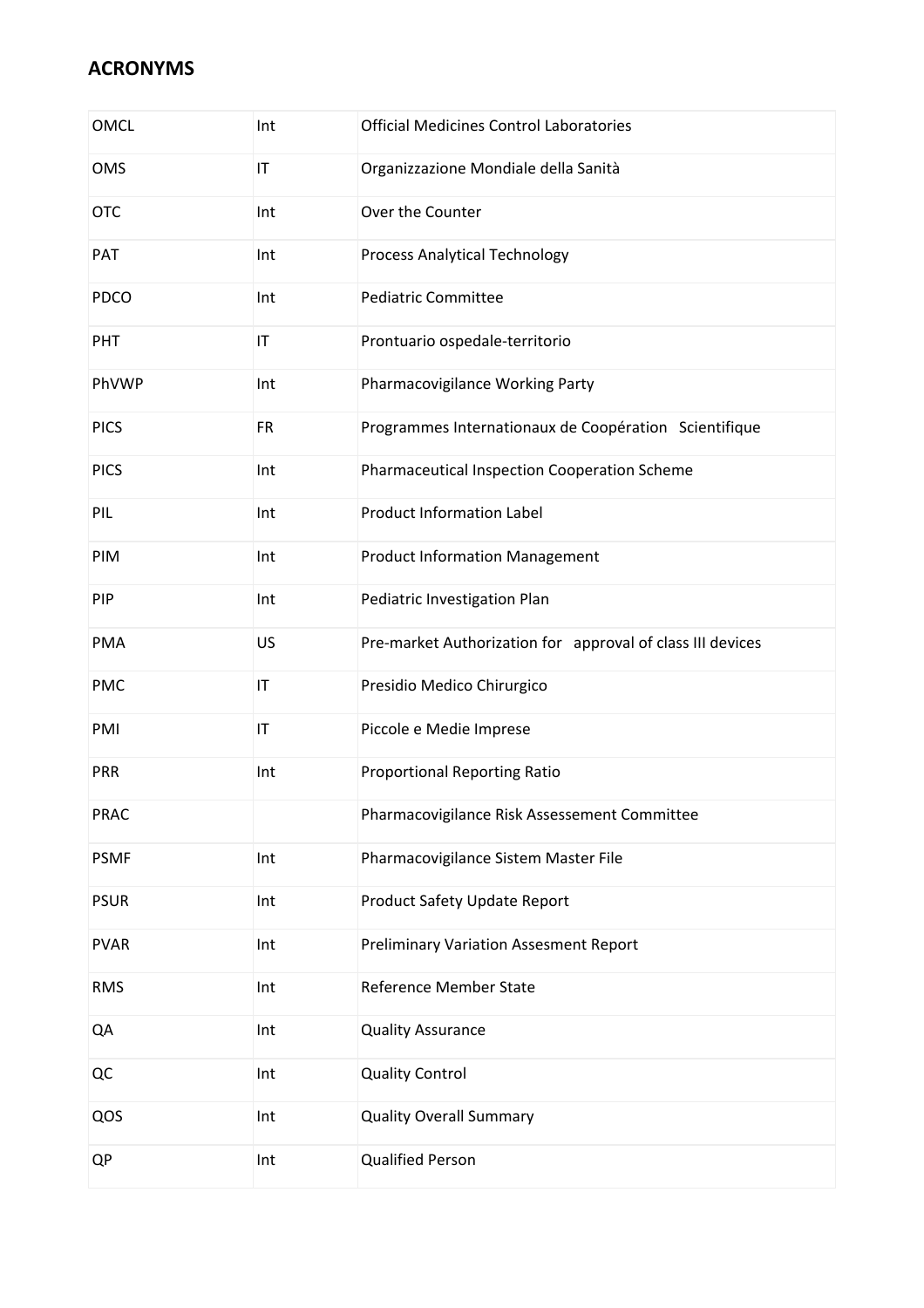## ACRONYMS

| | | |
|---|---|---|
| OMCL | Int | Official Medicines Control Laboratories |
| OMS | IT | Organizzazione Mondiale della Sanità |
| OTC | Int | Over the Counter |
| PAT | Int | Process Analytical Technology |
| PDCO | Int | Pediatric Committee |
| PHT | IT | Prontuario ospedale-territorio |
| PhVWP | Int | Pharmacovigilance Working Party |
| PICS | FR | Programmes Internationaux de Coopération Scientifique |
| PICS | Int | Pharmaceutical Inspection Cooperation Scheme |
| PIL | Int | Product Information Label |
| PIM | Int | Product Information Management |
| PIP | Int | Pediatric Investigation Plan |
| PMA | US | Pre-market Authorization for approval of class III devices |
| PMC | IT | Presidio Medico Chirurgico |
| PMI | IT | Piccole e Medie Imprese |
| PRR | Int | Proportional Reporting Ratio |
| PRAC | | Pharmacovigilance Risk Assessement Committee |
| PSMF | Int | Pharmacovigilance Sistem Master File |
| PSUR | Int | Product Safety Update Report |
| PVAR | Int | Preliminary Variation Assesment Report |
| RMS | Int | Reference Member State |
| QA | Int | Quality Assurance |
| QC | Int | Quality Control |
| QOS | Int | Quality Overall Summary |
| QP | Int | Qualified Person |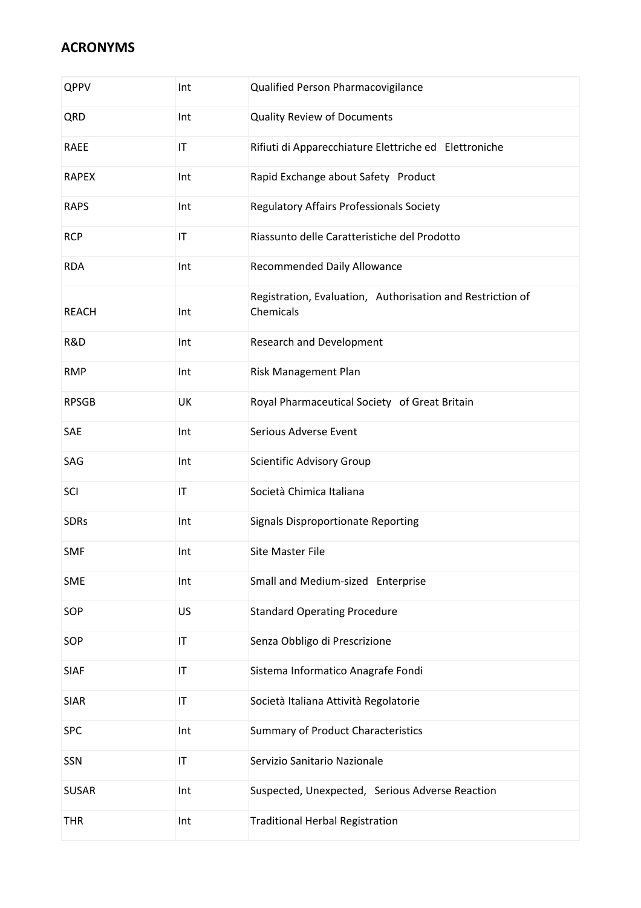## ACRONYMS

| | | |
|---|---|---|
| QPPV | Int | Qualified Person Pharmacovigilance |
| QRD | Int | Quality Review of Documents |
| RAEE | IT | Rifiuti di Apparecchiature Elettriche ed Elettroniche |
| RAPEX | Int | Rapid Exchange about Safety Product |
| RAPS | Int | Regulatory Affairs Professionals Society |
| RCP | IT | Riassunto delle Caratteristiche del Prodotto |
| RDA | Int | Recommended Daily Allowance |
| REACH | Int | Registration, Evaluation, Authorisation and Restriction of Chemicals |
| R&D | Int | Research and Development |
| RMP | Int | Risk Management Plan |
| RPSGB | UK | Royal Pharmaceutical Society of Great Britain |
| SAE | Int | Serious Adverse Event |
| SAG | Int | Scientific Advisory Group |
| SCI | IT | Società Chimica Italiana |
| SDRs | Int | Signals Disproportionate Reporting |
| SMF | Int | Site Master File |
| SME | Int | Small and Medium-sized Enterprise |
| SOP | US | Standard Operating Procedure |
| SOP | IT | Senza Obbligo di Prescrizione |
| SIAF | IT | Sistema Informatico Anagrafe Fondi |
| SIAR | IT | Società Italiana Attività Regolatorie |
| SPC | Int | Summary of Product Characteristics |
| SSN | IT | Servizio Sanitario Nazionale |
| SUSAR | Int | Suspected, Unexpected, Serious Adverse Reaction |
| THR | Int | Traditional Herbal Registration |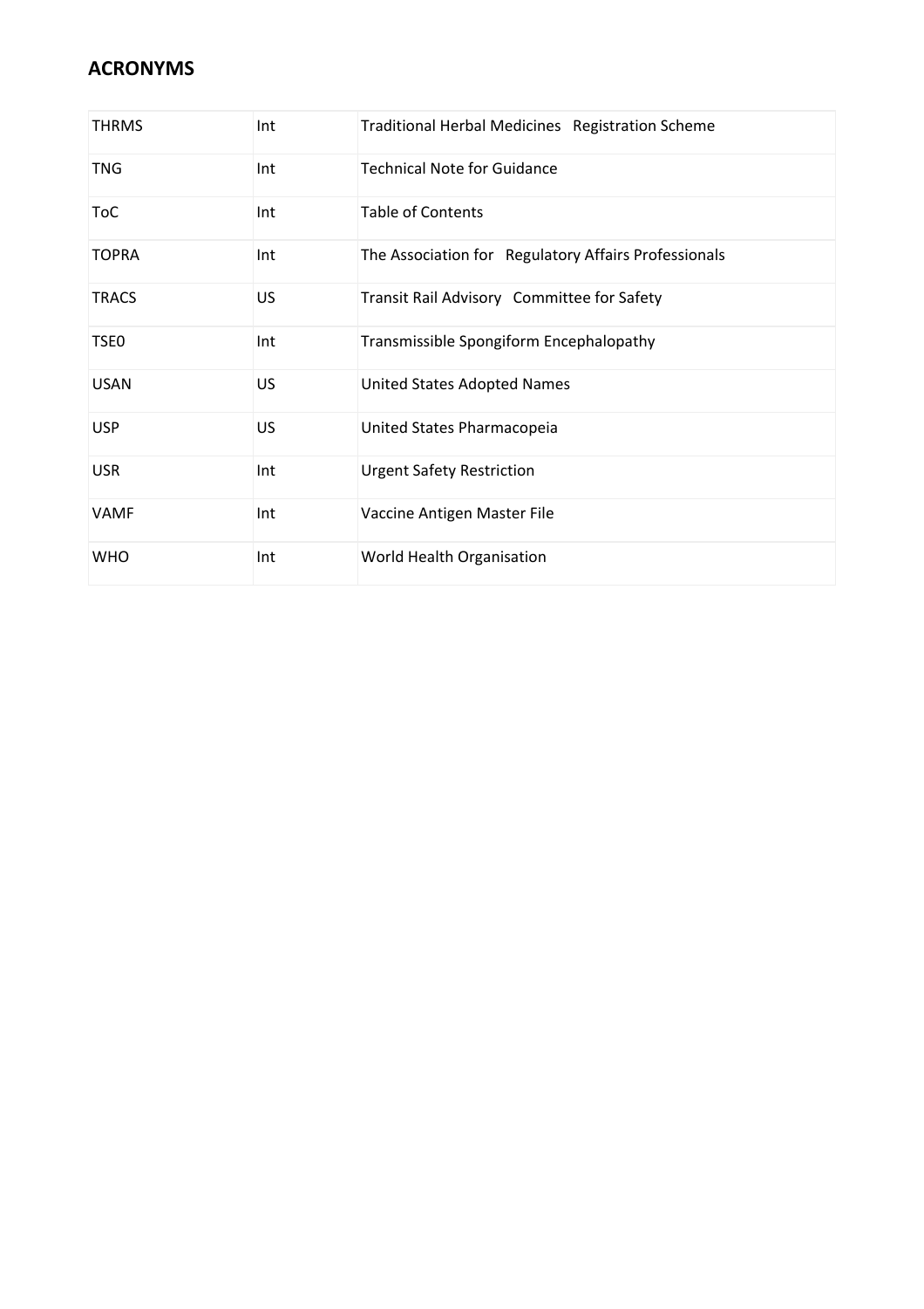## ACRONYMS

| | | |
|---|---|---|
| THRMS | Int | Traditional Herbal Medicines Registration Scheme |
| TNG | Int | Technical Note for Guidance |
| ToC | Int | Table of Contents |
| TOPRA | Int | The Association for Regulatory Affairs Professionals |
| TRACS | US | Transit Rail Advisory Committee for Safety |
| TSE0 | Int | Transmissible Spongiform Encephalopathy |
| USAN | US | United States Adopted Names |
| USP | US | United States Pharmacopeia |
| USR | Int | Urgent Safety Restriction |
| VAMF | Int | Vaccine Antigen Master File |
| WHO | Int | World Health Organisation |